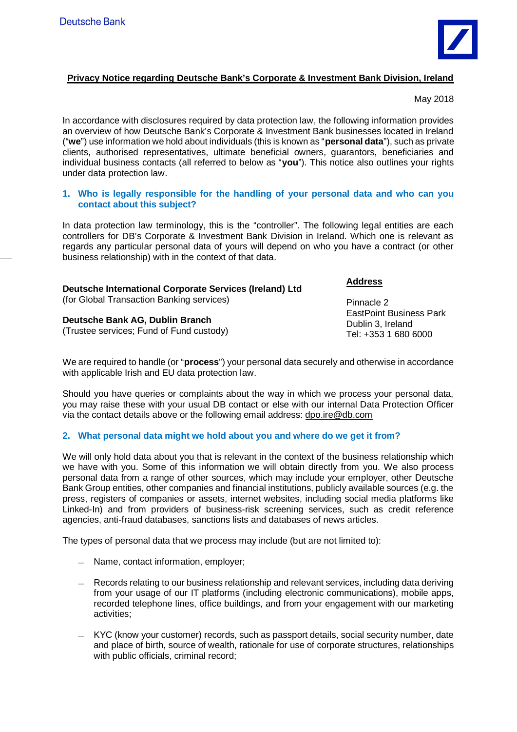Deutsche Bank

**Privacy Notice regarding Deutsche Bank's Corporate & Investment Bank Division, Ireland**

May 2018

In accordance with disclosures required by data protection law, the following information provides an overview of how Deutsche Bank's Corporate & Investment Bank businesses located in Ireland ("**we**") use information we hold about individuals (this is known as "**personal data**"), such as private clients, authorised representatives, ultimate beneficial owners, guarantors, beneficiaries and individual business contacts (all referred to below as "**you**"). This notice also outlines your rights under data protection law.

## 1. Who is legally responsible for the handling of your personal data and who can you contact about this subject?

In data protection law terminology, this is the "controller". The following legal entities are each controllers for DB's Corporate & Investment Bank Division in Ireland. Which one is relevant as regards any particular personal data of yours will depend on who you have a contract (or other business relationship) with in the context of that data.

**Deutsche International Corporate Services (Ireland) Ltd**
(for Global Transaction Banking services)

**Deutsche Bank AG, Dublin Branch**
(Trustee services; Fund of Fund custody)

**Address**

Pinnacle 2
EastPoint Business Park
Dublin 3, Ireland
Tel: +353 1 680 6000

We are required to handle (or "**process**") your personal data securely and otherwise in accordance with applicable Irish and EU data protection law.

Should you have queries or complaints about the way in which we process your personal data, you may raise these with your usual DB contact or else with our internal Data Protection Officer via the contact details above or the following email address: dpo.ire@db.com

## 2. What personal data might we hold about you and where do we get it from?

We will only hold data about you that is relevant in the context of the business relationship which we have with you. Some of this information we will obtain directly from you. We also process personal data from a range of other sources, which may include your employer, other Deutsche Bank Group entities, other companies and financial institutions, publicly available sources (e.g. the press, registers of companies or assets, internet websites, including social media platforms like Linked-In) and from providers of business-risk screening services, such as credit reference agencies, anti-fraud databases, sanctions lists and databases of news articles.

The types of personal data that we process may include (but are not limited to):

- Name, contact information, employer;
- Records relating to our business relationship and relevant services, including data deriving from your usage of our IT platforms (including electronic communications), mobile apps, recorded telephone lines, office buildings, and from your engagement with our marketing activities;
- KYC (know your customer) records, such as passport details, social security number, date and place of birth, source of wealth, rationale for use of corporate structures, relationships with public officials, criminal record;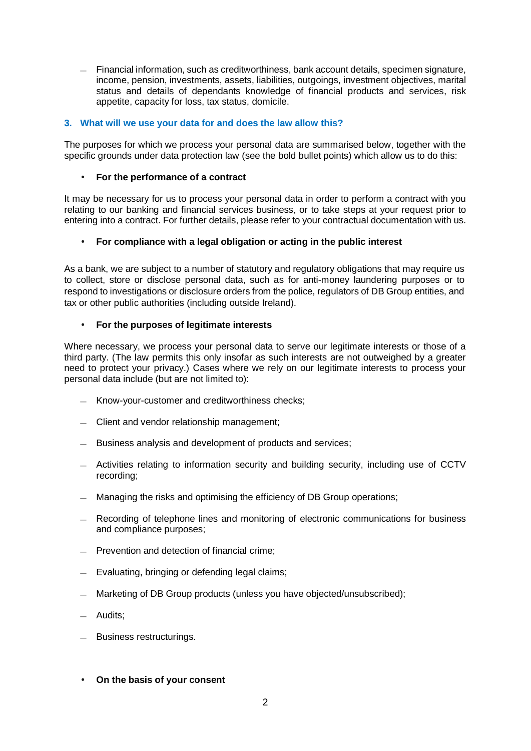- Financial information, such as creditworthiness, bank account details, specimen signature, income, pension, investments, assets, liabilities, outgoings, investment objectives, marital status and details of dependants knowledge of financial products and services, risk appetite, capacity for loss, tax status, domicile.

## 3. What will we use your data for and does the law allow this?

The purposes for which we process your personal data are summarised below, together with the specific grounds under data protection law (see the bold bullet points) which allow us to do this:

- **For the performance of a contract**

It may be necessary for us to process your personal data in order to perform a contract with you relating to our banking and financial services business, or to take steps at your request prior to entering into a contract. For further details, please refer to your contractual documentation with us.

- **For compliance with a legal obligation or acting in the public interest**

As a bank, we are subject to a number of statutory and regulatory obligations that may require us to collect, store or disclose personal data, such as for anti-money laundering purposes or to respond to investigations or disclosure orders from the police, regulators of DB Group entities, and tax or other public authorities (including outside Ireland).

- **For the purposes of legitimate interests**

Where necessary, we process your personal data to serve our legitimate interests or those of a third party. (The law permits this only insofar as such interests are not outweighed by a greater need to protect your privacy.) Cases where we rely on our legitimate interests to process your personal data include (but are not limited to):

- Know-your-customer and creditworthiness checks;
- Client and vendor relationship management;
- Business analysis and development of products and services;
- Activities relating to information security and building security, including use of CCTV recording;
- Managing the risks and optimising the efficiency of DB Group operations;
- Recording of telephone lines and monitoring of electronic communications for business and compliance purposes;
- Prevention and detection of financial crime;
- Evaluating, bringing or defending legal claims;
- Marketing of DB Group products (unless you have objected/unsubscribed);
- Audits;
- Business restructurings.

- **On the basis of your consent**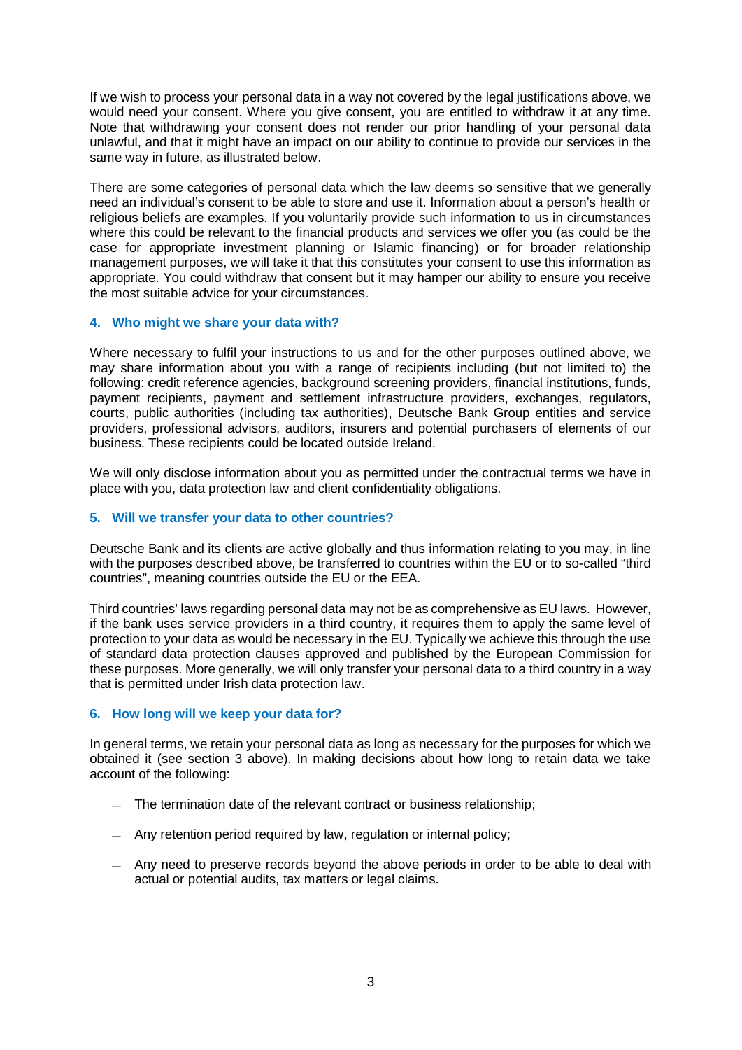If we wish to process your personal data in a way not covered by the legal justifications above, we would need your consent. Where you give consent, you are entitled to withdraw it at any time. Note that withdrawing your consent does not render our prior handling of your personal data unlawful, and that it might have an impact on our ability to continue to provide our services in the same way in future, as illustrated below.

There are some categories of personal data which the law deems so sensitive that we generally need an individual's consent to be able to store and use it. Information about a person's health or religious beliefs are examples. If you voluntarily provide such information to us in circumstances where this could be relevant to the financial products and services we offer you (as could be the case for appropriate investment planning or Islamic financing) or for broader relationship management purposes, we will take it that this constitutes your consent to use this information as appropriate. You could withdraw that consent but it may hamper our ability to ensure you receive the most suitable advice for your circumstances.

## 4. Who might we share your data with?

Where necessary to fulfil your instructions to us and for the other purposes outlined above, we may share information about you with a range of recipients including (but not limited to) the following: credit reference agencies, background screening providers, financial institutions, funds, payment recipients, payment and settlement infrastructure providers, exchanges, regulators, courts, public authorities (including tax authorities), Deutsche Bank Group entities and service providers, professional advisors, auditors, insurers and potential purchasers of elements of our business. These recipients could be located outside Ireland.

We will only disclose information about you as permitted under the contractual terms we have in place with you, data protection law and client confidentiality obligations.

## 5. Will we transfer your data to other countries?

Deutsche Bank and its clients are active globally and thus information relating to you may, in line with the purposes described above, be transferred to countries within the EU or to so-called "third countries", meaning countries outside the EU or the EEA.

Third countries' laws regarding personal data may not be as comprehensive as EU laws. However, if the bank uses service providers in a third country, it requires them to apply the same level of protection to your data as would be necessary in the EU. Typically we achieve this through the use of standard data protection clauses approved and published by the European Commission for these purposes. More generally, we will only transfer your personal data to a third country in a way that is permitted under Irish data protection law.

## 6. How long will we keep your data for?

In general terms, we retain your personal data as long as necessary for the purposes for which we obtained it (see section 3 above). In making decisions about how long to retain data we take account of the following:

- The termination date of the relevant contract or business relationship;
- Any retention period required by law, regulation or internal policy;
- Any need to preserve records beyond the above periods in order to be able to deal with actual or potential audits, tax matters or legal claims.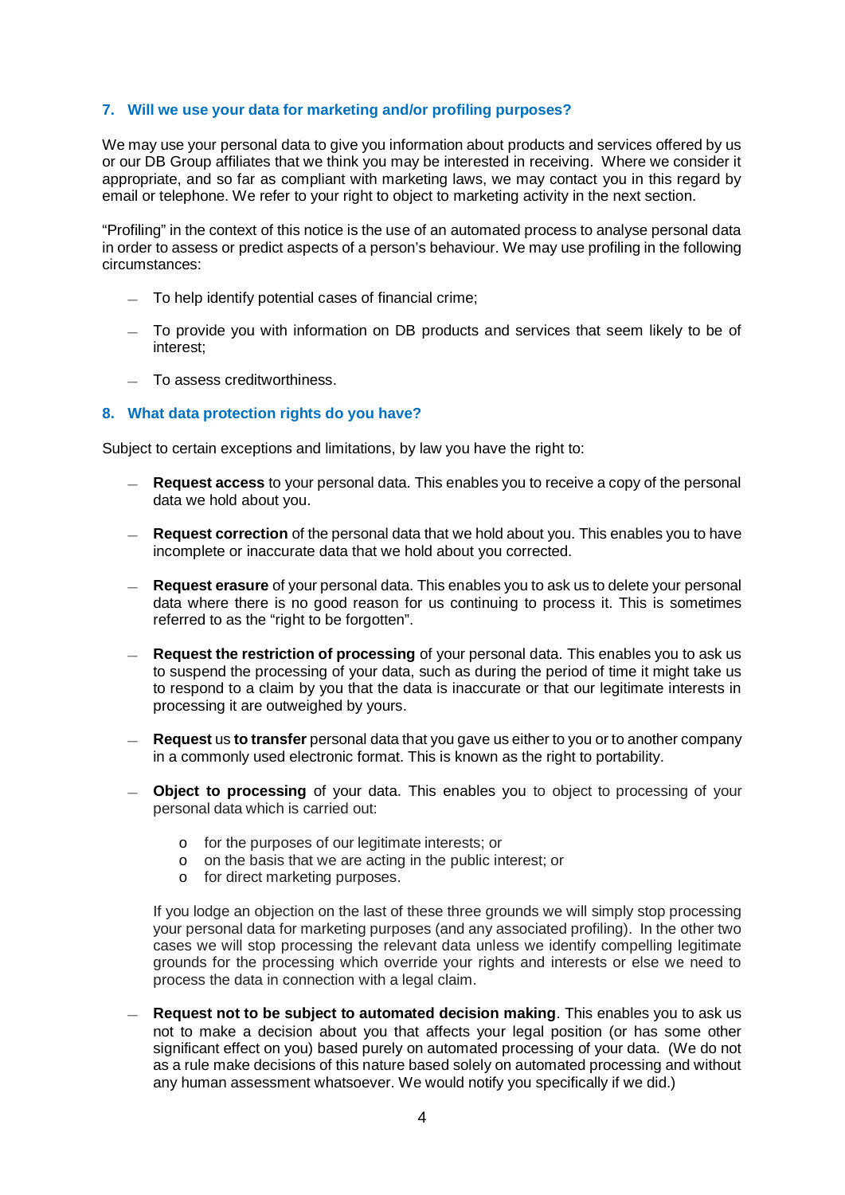## 7. Will we use your data for marketing and/or profiling purposes?

We may use your personal data to give you information about products and services offered by us or our DB Group affiliates that we think you may be interested in receiving. Where we consider it appropriate, and so far as compliant with marketing laws, we may contact you in this regard by email or telephone. We refer to your right to object to marketing activity in the next section.

"Profiling" in the context of this notice is the use of an automated process to analyse personal data in order to assess or predict aspects of a person's behaviour. We may use profiling in the following circumstances:

- To help identify potential cases of financial crime;
- To provide you with information on DB products and services that seem likely to be of interest;
- To assess creditworthiness.

## 8. What data protection rights do you have?

Subject to certain exceptions and limitations, by law you have the right to:

- **Request access** to your personal data. This enables you to receive a copy of the personal data we hold about you.
- **Request correction** of the personal data that we hold about you. This enables you to have incomplete or inaccurate data that we hold about you corrected.
- **Request erasure** of your personal data. This enables you to ask us to delete your personal data where there is no good reason for us continuing to process it. This is sometimes referred to as the "right to be forgotten".
- **Request the restriction of processing** of your personal data. This enables you to ask us to suspend the processing of your data, such as during the period of time it might take us to respond to a claim by you that the data is inaccurate or that our legitimate interests in processing it are outweighed by yours.
- **Request** us **to transfer** personal data that you gave us either to you or to another company in a commonly used electronic format. This is known as the right to portability.
- **Object to processing** of your data. This enables you to object to processing of your personal data which is carried out:
  - for the purposes of our legitimate interests; or
  - on the basis that we are acting in the public interest; or
  - for direct marketing purposes.

  If you lodge an objection on the last of these three grounds we will simply stop processing your personal data for marketing purposes (and any associated profiling). In the other two cases we will stop processing the relevant data unless we identify compelling legitimate grounds for the processing which override your rights and interests or else we need to process the data in connection with a legal claim.
- **Request not to be subject to automated decision making**. This enables you to ask us not to make a decision about you that affects your legal position (or has some other significant effect on you) based purely on automated processing of your data. (We do not as a rule make decisions of this nature based solely on automated processing and without any human assessment whatsoever. We would notify you specifically if we did.)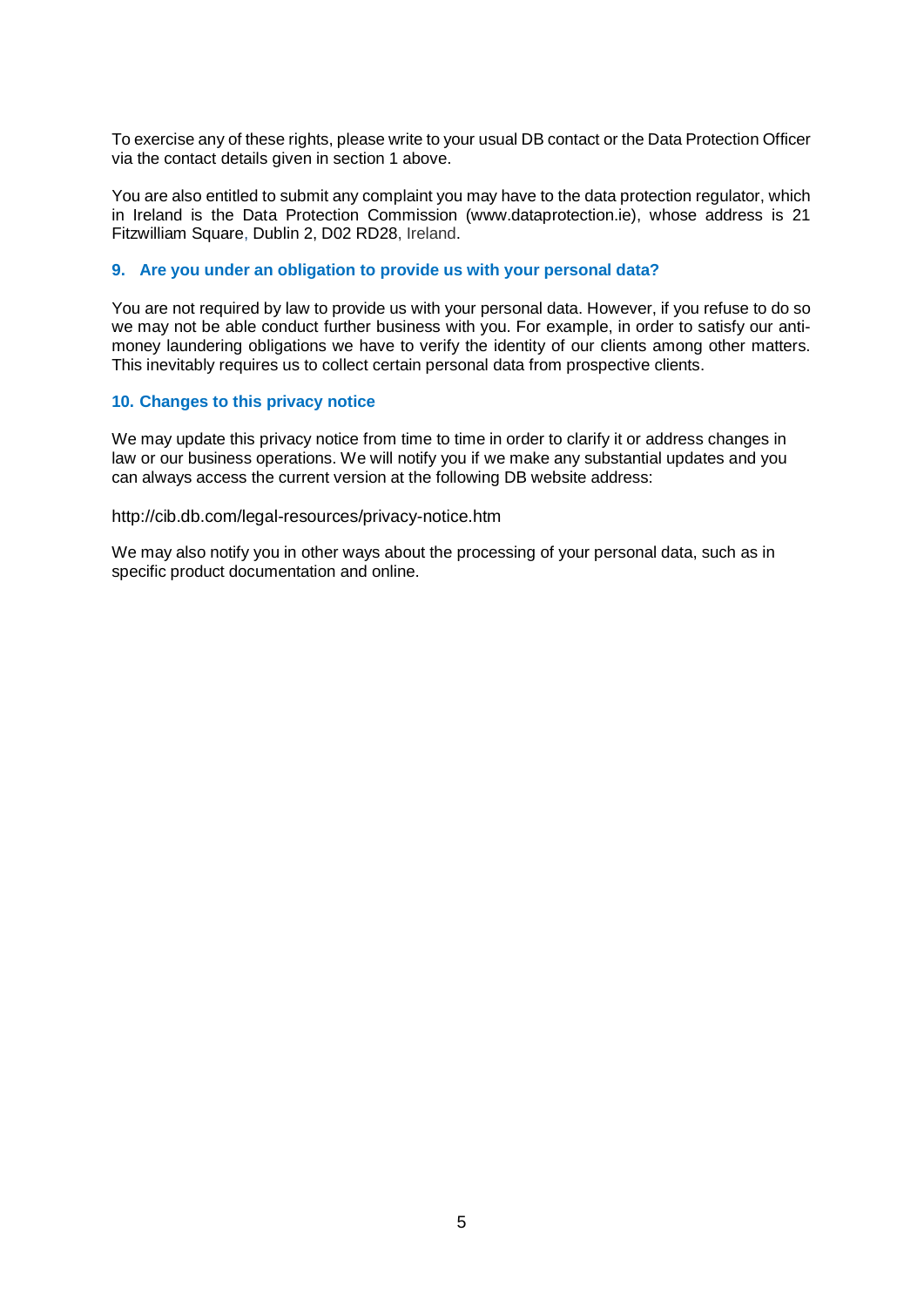To exercise any of these rights, please write to your usual DB contact or the Data Protection Officer via the contact details given in section 1 above.

You are also entitled to submit any complaint you may have to the data protection regulator, which in Ireland is the Data Protection Commission (www.dataprotection.ie), whose address is 21 Fitzwilliam Square, Dublin 2, D02 RD28, Ireland.

## 9. Are you under an obligation to provide us with your personal data?

You are not required by law to provide us with your personal data. However, if you refuse to do so we may not be able conduct further business with you. For example, in order to satisfy our anti-money laundering obligations we have to verify the identity of our clients among other matters. This inevitably requires us to collect certain personal data from prospective clients.

## 10. Changes to this privacy notice

We may update this privacy notice from time to time in order to clarify it or address changes in law or our business operations. We will notify you if we make any substantial updates and you can always access the current version at the following DB website address:

http://cib.db.com/legal-resources/privacy-notice.htm

We may also notify you in other ways about the processing of your personal data, such as in specific product documentation and online.